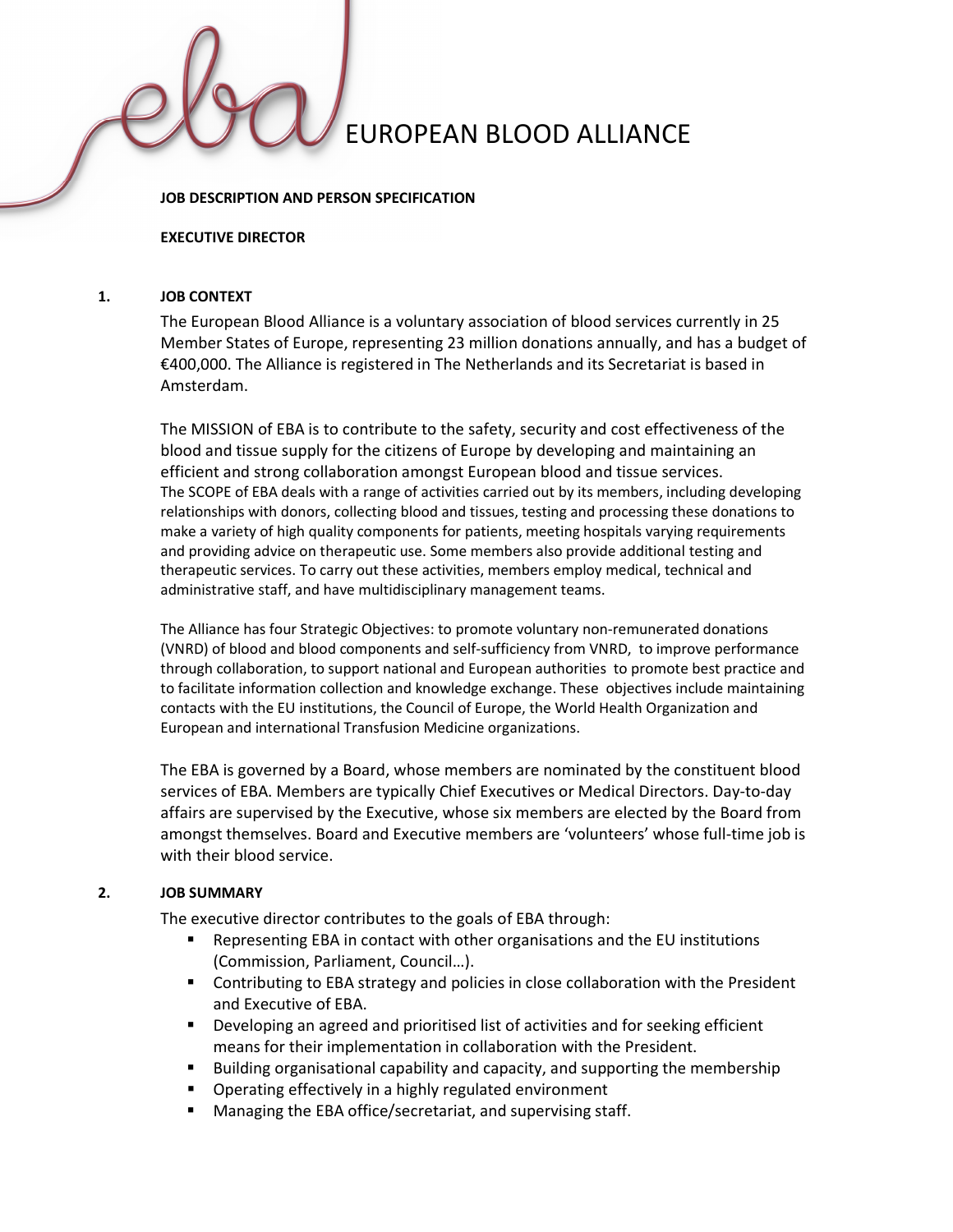# EUROPEAN BLOOD ALLIANCE

**JOB DESCRIPTION AND PERSON SPECIFICATION**

**EXECUTIVE DIRECTOR**

## 1. JOB CONTEXT

The European Blood Alliance is a voluntary association of blood services currently in 25 Member States of Europe, representing 23 million donations annually, and has a budget of €400,000. The Alliance is registered in The Netherlands and its Secretariat is based in Amsterdam.

The MISSION of EBA is to contribute to the safety, security and cost effectiveness of the blood and tissue supply for the citizens of Europe by developing and maintaining an efficient and strong collaboration amongst European blood and tissue services.
The SCOPE of EBA deals with a range of activities carried out by its members, including developing relationships with donors, collecting blood and tissues, testing and processing these donations to make a variety of high quality components for patients, meeting hospitals varying requirements and providing advice on therapeutic use. Some members also provide additional testing and therapeutic services. To carry out these activities, members employ medical, technical and administrative staff, and have multidisciplinary management teams.

The Alliance has four Strategic Objectives: to promote voluntary non-remunerated donations (VNRD) of blood and blood components and self-sufficiency from VNRD, to improve performance through collaboration, to support national and European authorities to promote best practice and to facilitate information collection and knowledge exchange. These objectives include maintaining contacts with the EU institutions, the Council of Europe, the World Health Organization and European and international Transfusion Medicine organizations.

The EBA is governed by a Board, whose members are nominated by the constituent blood services of EBA. Members are typically Chief Executives or Medical Directors. Day-to-day affairs are supervised by the Executive, whose six members are elected by the Board from amongst themselves. Board and Executive members are 'volunteers' whose full-time job is with their blood service.

## 2. JOB SUMMARY

The executive director contributes to the goals of EBA through:

- Representing EBA in contact with other organisations and the EU institutions (Commission, Parliament, Council…).
- Contributing to EBA strategy and policies in close collaboration with the President and Executive of EBA.
- Developing an agreed and prioritised list of activities and for seeking efficient means for their implementation in collaboration with the President.
- Building organisational capability and capacity, and supporting the membership
- Operating effectively in a highly regulated environment
- Managing the EBA office/secretariat, and supervising staff.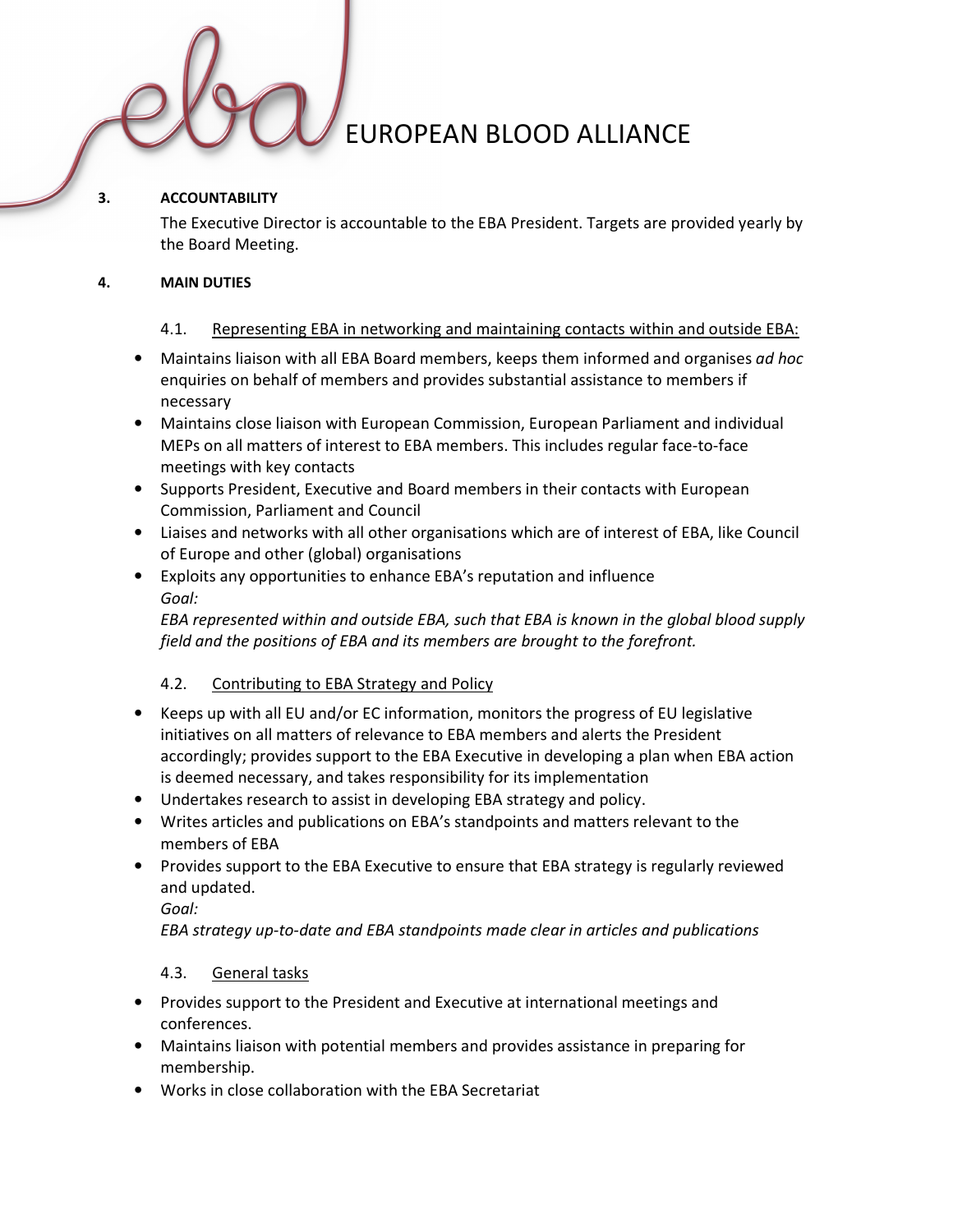## 3. ACCOUNTABILITY

The Executive Director is accountable to the EBA President. Targets are provided yearly by the Board Meeting.

## 4. MAIN DUTIES

### 4.1. Representing EBA in networking and maintaining contacts within and outside EBA:

- Maintains liaison with all EBA Board members, keeps them informed and organises *ad hoc* enquiries on behalf of members and provides substantial assistance to members if necessary
- Maintains close liaison with European Commission, European Parliament and individual MEPs on all matters of interest to EBA members. This includes regular face-to-face meetings with key contacts
- Supports President, Executive and Board members in their contacts with European Commission, Parliament and Council
- Liaises and networks with all other organisations which are of interest of EBA, like Council of Europe and other (global) organisations
- Exploits any opportunities to enhance EBA's reputation and influence

  *Goal:*

  *EBA represented within and outside EBA, such that EBA is known in the global blood supply field and the positions of EBA and its members are brought to the forefront.*

### 4.2. Contributing to EBA Strategy and Policy

- Keeps up with all EU and/or EC information, monitors the progress of EU legislative initiatives on all matters of relevance to EBA members and alerts the President accordingly; provides support to the EBA Executive in developing a plan when EBA action is deemed necessary, and takes responsibility for its implementation
- Undertakes research to assist in developing EBA strategy and policy.
- Writes articles and publications on EBA's standpoints and matters relevant to the members of EBA
- Provides support to the EBA Executive to ensure that EBA strategy is regularly reviewed and updated.

  *Goal:*

  *EBA strategy up-to-date and EBA standpoints made clear in articles and publications*

### 4.3. General tasks

- Provides support to the President and Executive at international meetings and conferences.
- Maintains liaison with potential members and provides assistance in preparing for membership.
- Works in close collaboration with the EBA Secretariat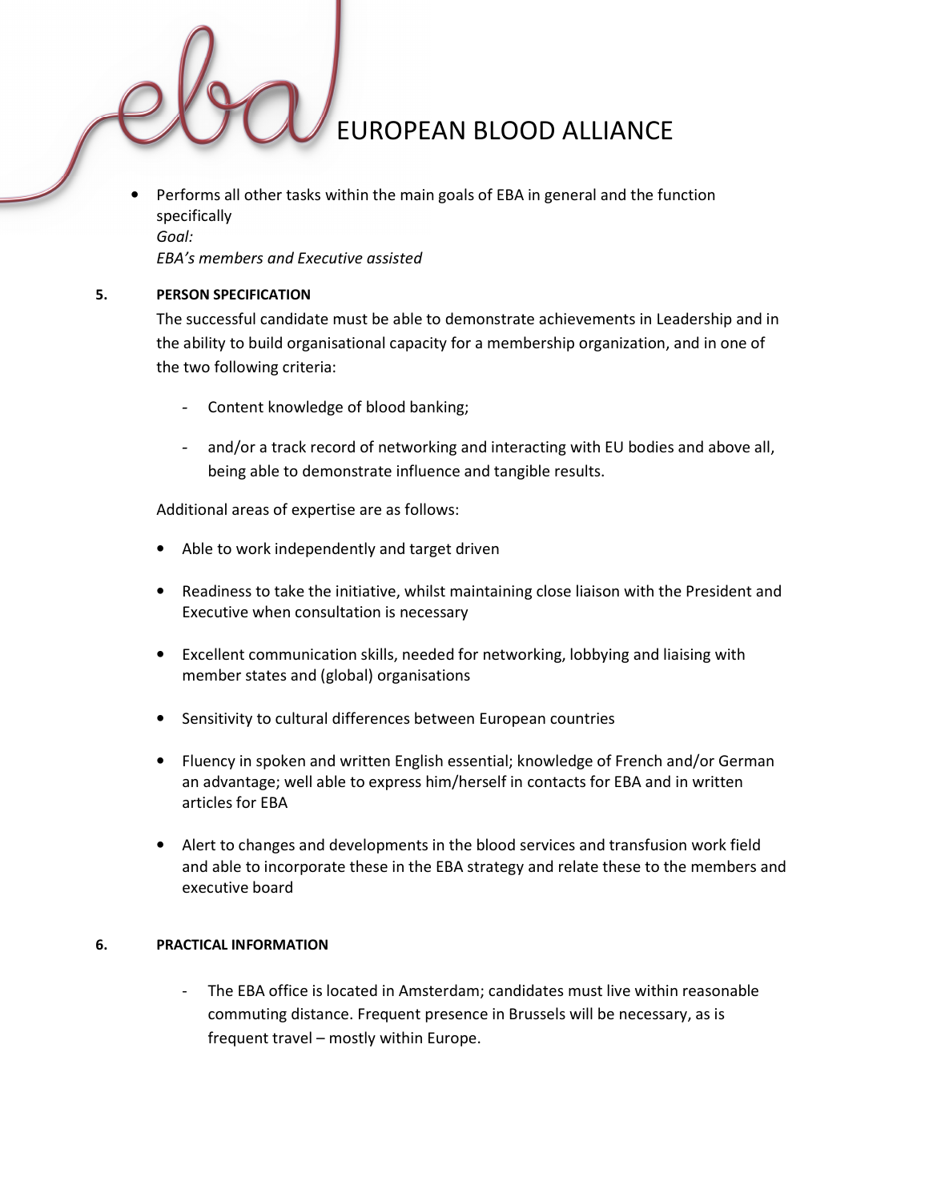- Performs all other tasks within the main goals of EBA in general and the function specifically
  *Goal:*
  *EBA's members and Executive assisted*

## 5. PERSON SPECIFICATION

The successful candidate must be able to demonstrate achievements in Leadership and in the ability to build organisational capacity for a membership organization, and in one of the two following criteria:

- Content knowledge of blood banking;
- and/or a track record of networking and interacting with EU bodies and above all, being able to demonstrate influence and tangible results.

Additional areas of expertise are as follows:

- Able to work independently and target driven
- Readiness to take the initiative, whilst maintaining close liaison with the President and Executive when consultation is necessary
- Excellent communication skills, needed for networking, lobbying and liaising with member states and (global) organisations
- Sensitivity to cultural differences between European countries
- Fluency in spoken and written English essential; knowledge of French and/or German an advantage; well able to express him/herself in contacts for EBA and in written articles for EBA
- Alert to changes and developments in the blood services and transfusion work field and able to incorporate these in the EBA strategy and relate these to the members and executive board

## 6. PRACTICAL INFORMATION

- The EBA office is located in Amsterdam; candidates must live within reasonable commuting distance. Frequent presence in Brussels will be necessary, as is frequent travel – mostly within Europe.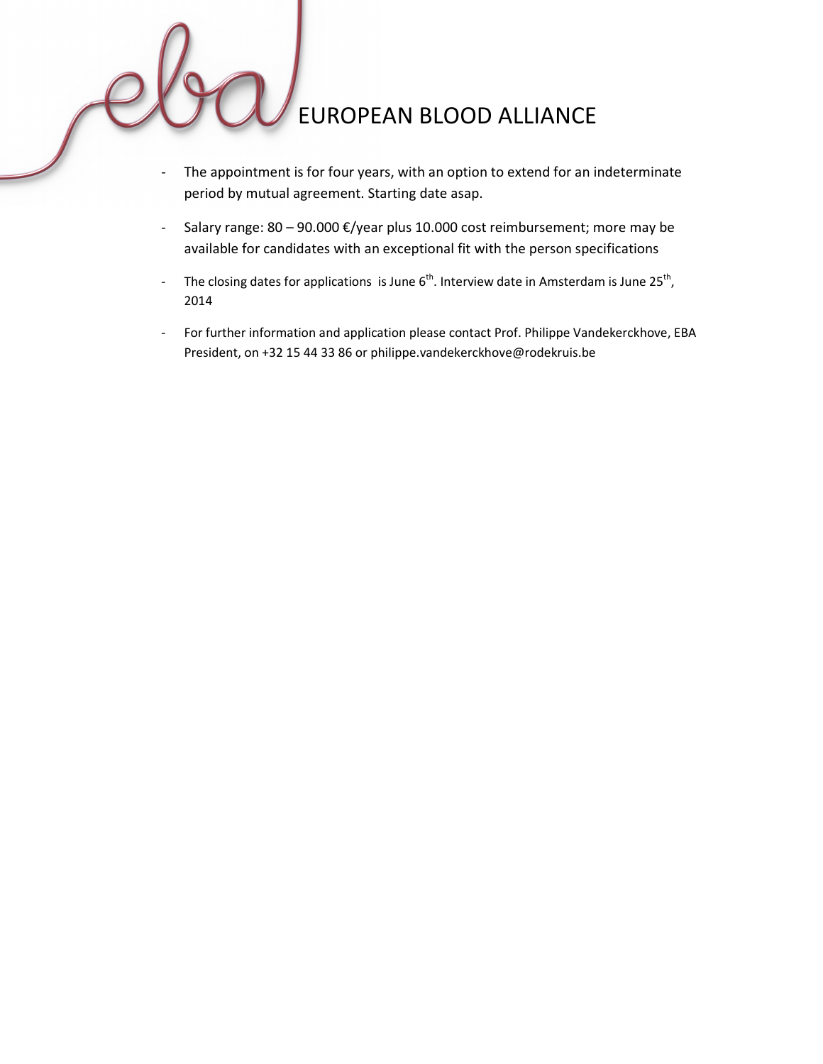- The appointment is for four years, with an option to extend for an indeterminate period by mutual agreement. Starting date asap.
- Salary range: 80 – 90.000 €/year plus 10.000 cost reimbursement; more may be available for candidates with an exceptional fit with the person specifications
- The closing dates for applications is June 6th. Interview date in Amsterdam is June 25th, 2014
- For further information and application please contact Prof. Philippe Vandekerckhove, EBA President, on +32 15 44 33 86 or philippe.vandekerckhove@rodekruis.be